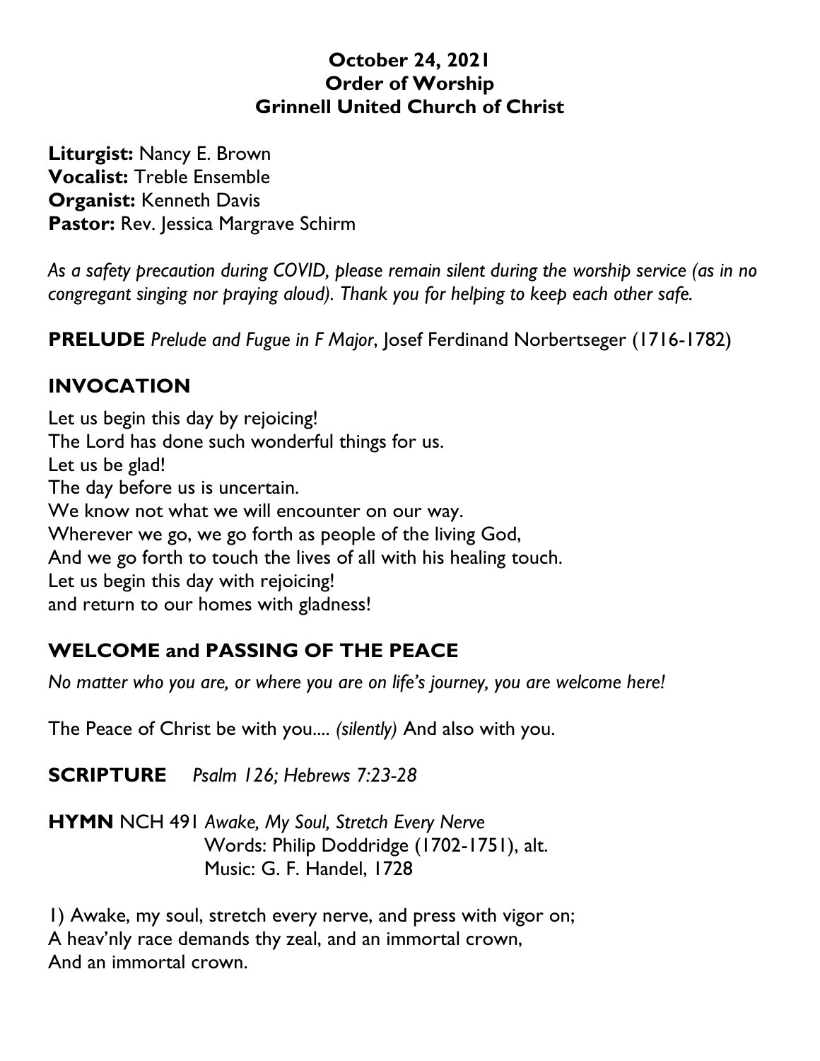**October 24, 2021**
**Order of Worship**
**Grinnell United Church of Christ**

**Liturgist:** Nancy E. Brown
**Vocalist:** Treble Ensemble
**Organist:** Kenneth Davis
**Pastor:** Rev. Jessica Margrave Schirm

*As a safety precaution during COVID, please remain silent during the worship service (as in no congregant singing nor praying aloud). Thank you for helping to keep each other safe.*

**PRELUDE** *Prelude and Fugue in F Major*, Josef Ferdinand Norbertseger (1716-1782)

## INVOCATION

Let us begin this day by rejoicing!
The Lord has done such wonderful things for us.
Let us be glad!
The day before us is uncertain.
We know not what we will encounter on our way.
Wherever we go, we go forth as people of the living God,
And we go forth to touch the lives of all with his healing touch.
Let us begin this day with rejoicing!
and return to our homes with gladness!

## WELCOME and PASSING OF THE PEACE

*No matter who you are, or where you are on life's journey, you are welcome here!*

The Peace of Christ be with you.... *(silently)* And also with you.

**SCRIPTURE** *Psalm 126; Hebrews 7:23-28*

**HYMN** NCH 491 *Awake, My Soul, Stretch Every Nerve*
Words: Philip Doddridge (1702-1751), alt.
Music: G. F. Handel, 1728

1) Awake, my soul, stretch every nerve, and press with vigor on;
A heav'nly race demands thy zeal, and an immortal crown,
And an immortal crown.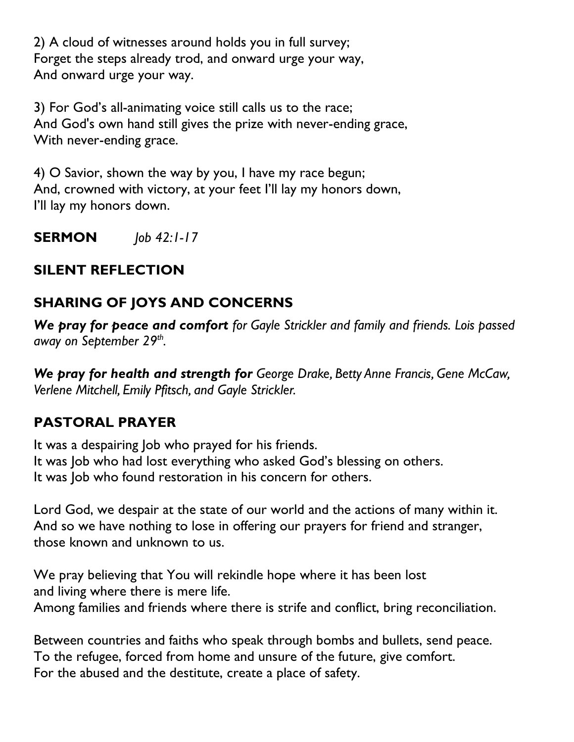2) A cloud of witnesses around holds you in full survey;
Forget the steps already trod, and onward urge your way,
And onward urge your way.

3) For God's all-animating voice still calls us to the race;
And God's own hand still gives the prize with never-ending grace,
With never-ending grace.

4) O Savior, shown the way by you, I have my race begun;
And, crowned with victory, at your feet I'll lay my honors down,
I'll lay my honors down.

**SERMON** *Job 42:1-17*

## SILENT REFLECTION

## SHARING OF JOYS AND CONCERNS

***We pray for peace and comfort*** *for Gayle Strickler and family and friends. Lois passed away on September 29th.*

***We pray for health and strength for*** *George Drake, Betty Anne Francis, Gene McCaw, Verlene Mitchell, Emily Pfitsch, and Gayle Strickler.*

## PASTORAL PRAYER

It was a despairing Job who prayed for his friends.
It was Job who had lost everything who asked God's blessing on others.
It was Job who found restoration in his concern for others.

Lord God, we despair at the state of our world and the actions of many within it.
And so we have nothing to lose in offering our prayers for friend and stranger,
those known and unknown to us.

We pray believing that You will rekindle hope where it has been lost
and living where there is mere life.
Among families and friends where there is strife and conflict, bring reconciliation.

Between countries and faiths who speak through bombs and bullets, send peace.
To the refugee, forced from home and unsure of the future, give comfort.
For the abused and the destitute, create a place of safety.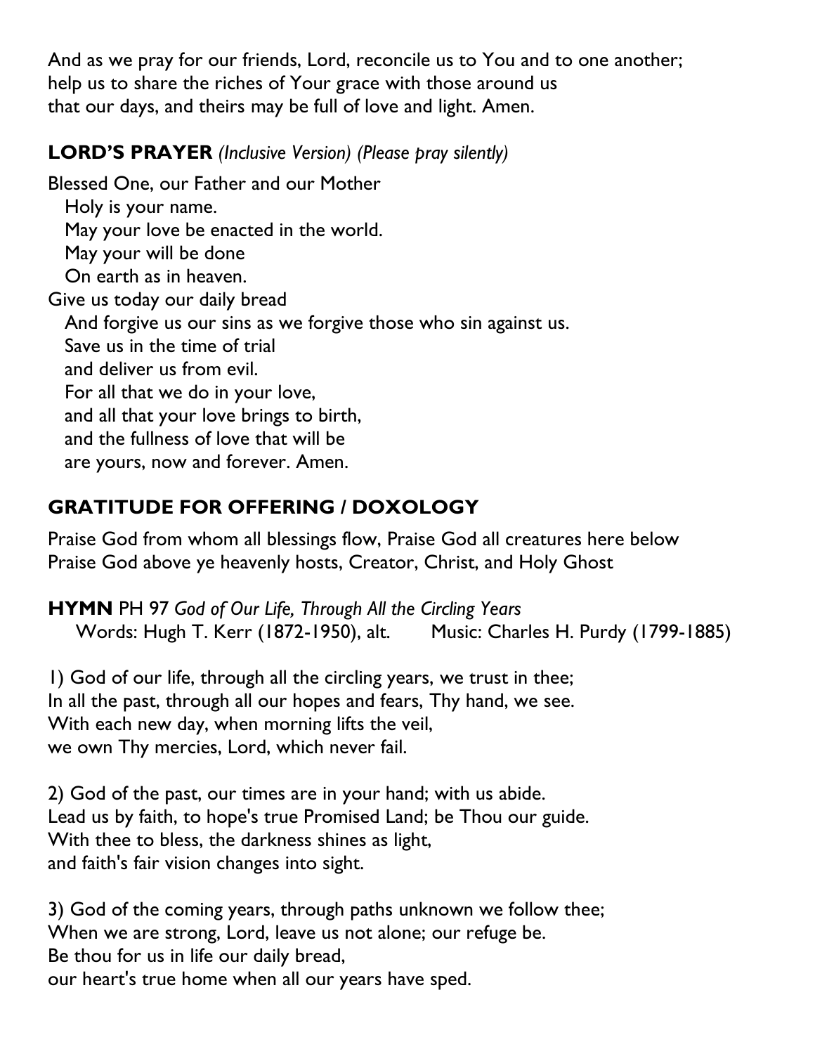And as we pray for our friends, Lord, reconcile us to You and to one another;
help us to share the riches of Your grace with those around us
that our days, and theirs may be full of love and light. Amen.

**LORD'S PRAYER** *(Inclusive Version) (Please pray silently)*

Blessed One, our Father and our Mother
  Holy is your name.
  May your love be enacted in the world.
  May your will be done
  On earth as in heaven.
Give us today our daily bread
  And forgive us our sins as we forgive those who sin against us.
  Save us in the time of trial
  and deliver us from evil.
  For all that we do in your love,
  and all that your love brings to birth,
  and the fullness of love that will be
  are yours, now and forever. Amen.

## GRATITUDE FOR OFFERING / DOXOLOGY

Praise God from whom all blessings flow, Praise God all creatures here below
Praise God above ye heavenly hosts, Creator, Christ, and Holy Ghost

**HYMN** PH 97 *God of Our Life, Through All the Circling Years*
  Words: Hugh T. Kerr (1872-1950), alt.  Music: Charles H. Purdy (1799-1885)

1) God of our life, through all the circling years, we trust in thee;
In all the past, through all our hopes and fears, Thy hand, we see.
With each new day, when morning lifts the veil,
we own Thy mercies, Lord, which never fail.

2) God of the past, our times are in your hand; with us abide.
Lead us by faith, to hope's true Promised Land; be Thou our guide.
With thee to bless, the darkness shines as light,
and faith's fair vision changes into sight.

3) God of the coming years, through paths unknown we follow thee;
When we are strong, Lord, leave us not alone; our refuge be.
Be thou for us in life our daily bread,
our heart's true home when all our years have sped.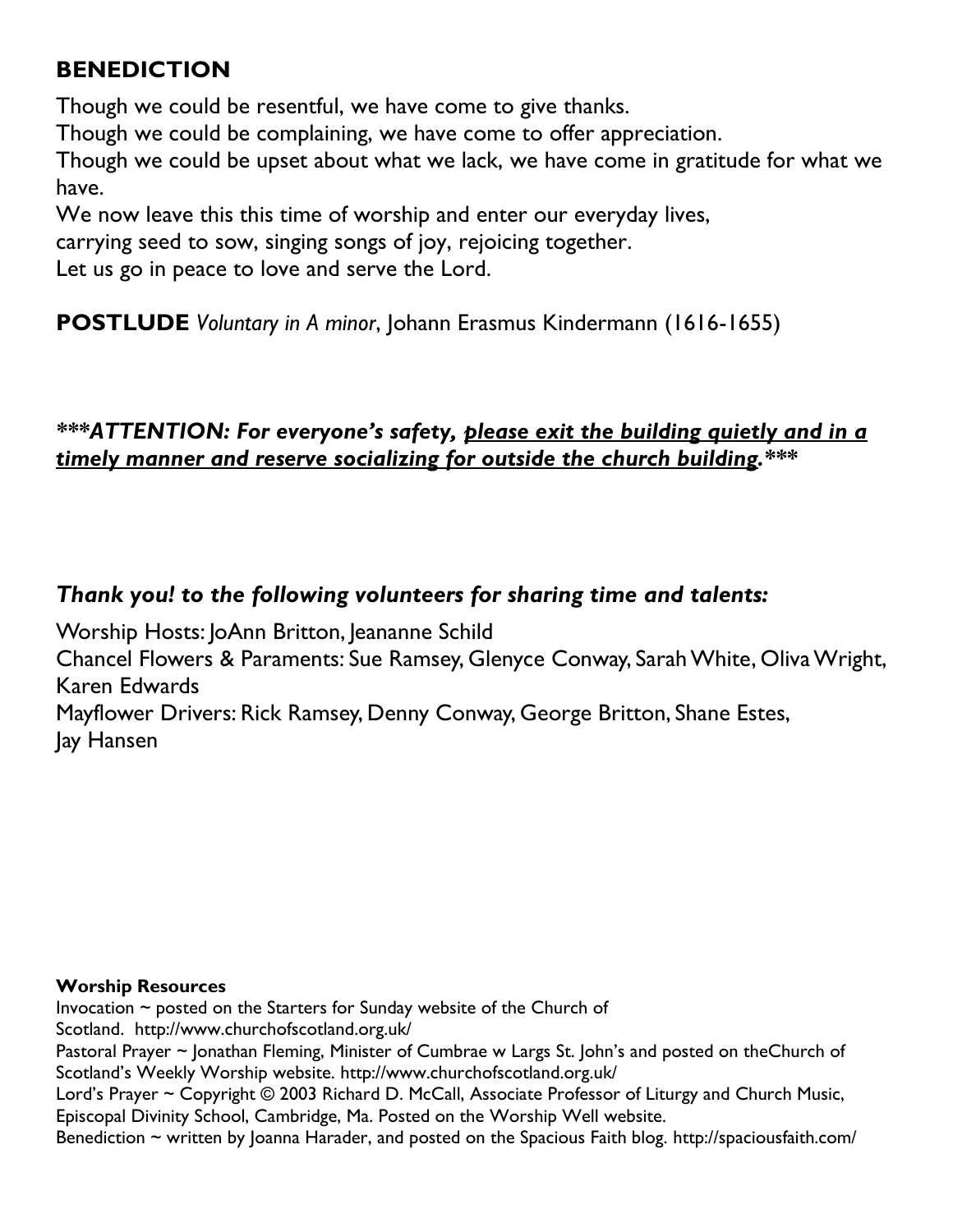## BENEDICTION

Though we could be resentful, we have come to give thanks.
Though we could be complaining, we have come to offer appreciation.
Though we could be upset about what we lack, we have come in gratitude for what we have.
We now leave this this time of worship and enter our everyday lives,
carrying seed to sow, singing songs of joy, rejoicing together.
Let us go in peace to love and serve the Lord.

**POSTLUDE** *Voluntary in A minor*, Johann Erasmus Kindermann (1616-1655)

***\*\*\*ATTENTION: For everyone's safety, <u>please exit the building quietly and in a timely manner and reserve socializing for outside the church building</u>.\*\*\****

### *Thank you! to the following volunteers for sharing time and talents:*

Worship Hosts: JoAnn Britton, Jeananne Schild
Chancel Flowers & Paraments: Sue Ramsey, Glenyce Conway, Sarah White, Oliva Wright, Karen Edwards
Mayflower Drivers: Rick Ramsey, Denny Conway, George Britton, Shane Estes, Jay Hansen

**Worship Resources**

Invocation ~ posted on the Starters for Sunday website of the Church of Scotland. http://www.churchofscotland.org.uk/
Pastoral Prayer ~ Jonathan Fleming, Minister of Cumbrae w Largs St. John's and posted on theChurch of Scotland's Weekly Worship website. http://www.churchofscotland.org.uk/
Lord's Prayer ~ Copyright © 2003 Richard D. McCall, Associate Professor of Liturgy and Church Music, Episcopal Divinity School, Cambridge, Ma. Posted on the Worship Well website.
Benediction ~ written by Joanna Harader, and posted on the Spacious Faith blog. http://spaciousfaith.com/